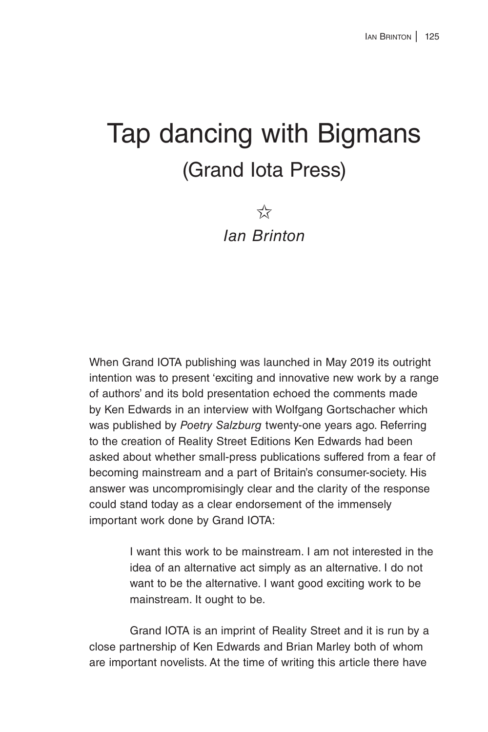# Tap dancing with Bigmans
## (Grand Iota Press)

☆

*Ian Brinton*

When Grand IOTA publishing was launched in May 2019 its outright intention was to present 'exciting and innovative new work by a range of authors' and its bold presentation echoed the comments made by Ken Edwards in an interview with Wolfgang Gortschacher which was published by *Poetry Salzburg* twenty-one years ago. Referring to the creation of Reality Street Editions Ken Edwards had been asked about whether small-press publications suffered from a fear of becoming mainstream and a part of Britain's consumer-society. His answer was uncompromisingly clear and the clarity of the response could stand today as a clear endorsement of the immensely important work done by Grand IOTA:

> I want this work to be mainstream. I am not interested in the idea of an alternative act simply as an alternative. I do not want to be the alternative. I want good exciting work to be mainstream. It ought to be.

Grand IOTA is an imprint of Reality Street and it is run by a close partnership of Ken Edwards and Brian Marley both of whom are important novelists. At the time of writing this article there have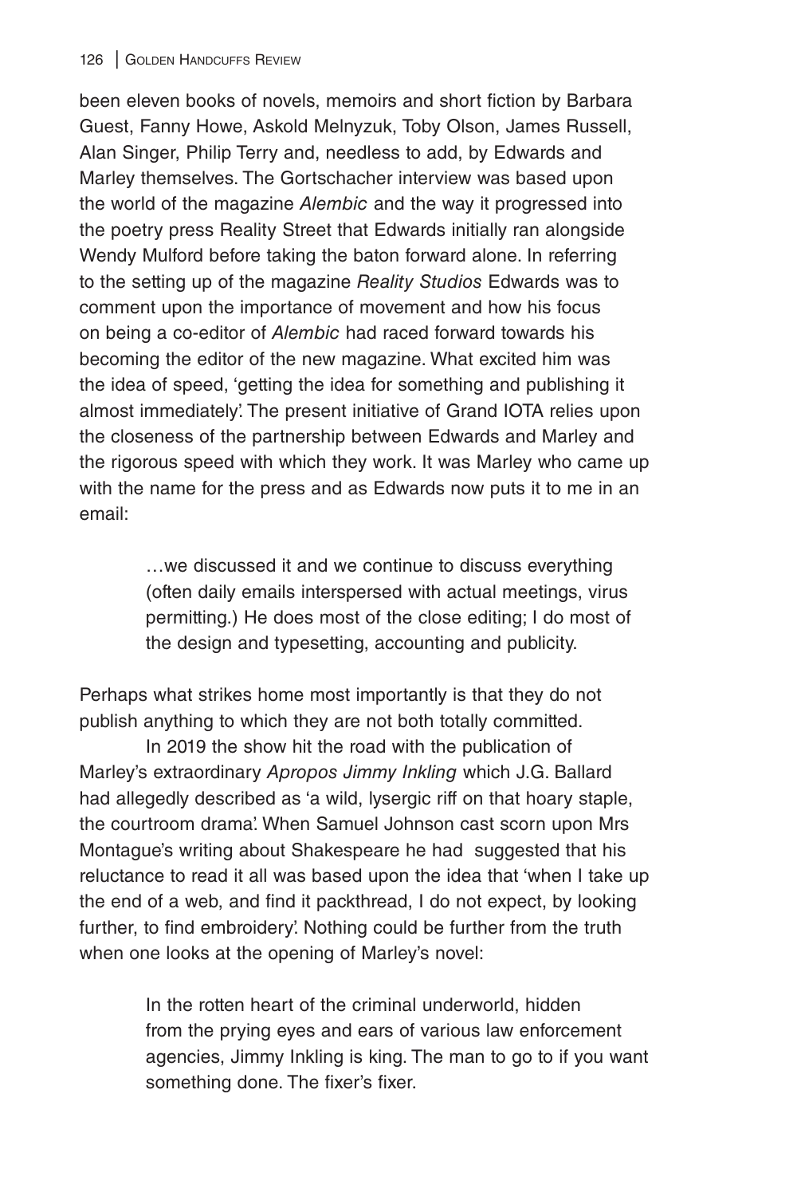been eleven books of novels, memoirs and short fiction by Barbara Guest, Fanny Howe, Askold Melnyzuk, Toby Olson, James Russell, Alan Singer, Philip Terry and, needless to add, by Edwards and Marley themselves. The Gortschacher interview was based upon the world of the magazine *Alembic* and the way it progressed into the poetry press Reality Street that Edwards initially ran alongside Wendy Mulford before taking the baton forward alone. In referring to the setting up of the magazine *Reality Studios* Edwards was to comment upon the importance of movement and how his focus on being a co-editor of *Alembic* had raced forward towards his becoming the editor of the new magazine. What excited him was the idea of speed, 'getting the idea for something and publishing it almost immediately'. The present initiative of Grand IOTA relies upon the closeness of the partnership between Edwards and Marley and the rigorous speed with which they work. It was Marley who came up with the name for the press and as Edwards now puts it to me in an email:

> …we discussed it and we continue to discuss everything (often daily emails interspersed with actual meetings, virus permitting.) He does most of the close editing; I do most of the design and typesetting, accounting and publicity.

Perhaps what strikes home most importantly is that they do not publish anything to which they are not both totally committed.

In 2019 the show hit the road with the publication of Marley's extraordinary *Apropos Jimmy Inkling* which J.G. Ballard had allegedly described as 'a wild, lysergic riff on that hoary staple, the courtroom drama'. When Samuel Johnson cast scorn upon Mrs Montague's writing about Shakespeare he had suggested that his reluctance to read it all was based upon the idea that 'when I take up the end of a web, and find it packthread, I do not expect, by looking further, to find embroidery'. Nothing could be further from the truth when one looks at the opening of Marley's novel:

> In the rotten heart of the criminal underworld, hidden from the prying eyes and ears of various law enforcement agencies, Jimmy Inkling is king. The man to go to if you want something done. The fixer's fixer.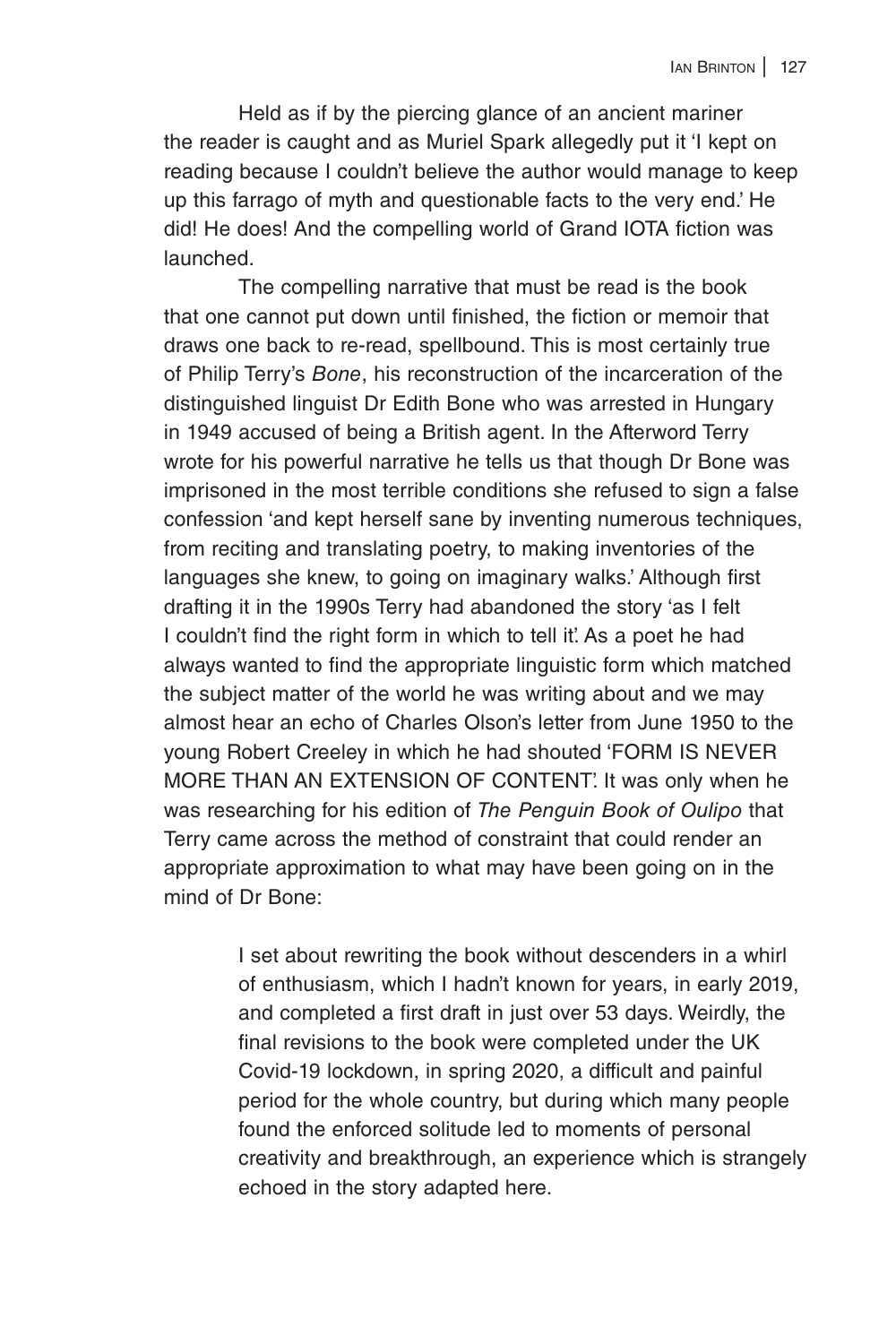Held as if by the piercing glance of an ancient mariner the reader is caught and as Muriel Spark allegedly put it 'I kept on reading because I couldn't believe the author would manage to keep up this farrago of myth and questionable facts to the very end.' He did! He does! And the compelling world of Grand IOTA fiction was launched.

The compelling narrative that must be read is the book that one cannot put down until finished, the fiction or memoir that draws one back to re-read, spellbound. This is most certainly true of Philip Terry's *Bone*, his reconstruction of the incarceration of the distinguished linguist Dr Edith Bone who was arrested in Hungary in 1949 accused of being a British agent. In the Afterword Terry wrote for his powerful narrative he tells us that though Dr Bone was imprisoned in the most terrible conditions she refused to sign a false confession 'and kept herself sane by inventing numerous techniques, from reciting and translating poetry, to making inventories of the languages she knew, to going on imaginary walks.' Although first drafting it in the 1990s Terry had abandoned the story 'as I felt I couldn't find the right form in which to tell it'. As a poet he had always wanted to find the appropriate linguistic form which matched the subject matter of the world he was writing about and we may almost hear an echo of Charles Olson's letter from June 1950 to the young Robert Creeley in which he had shouted 'FORM IS NEVER MORE THAN AN EXTENSION OF CONTENT'. It was only when he was researching for his edition of *The Penguin Book of Oulipo* that Terry came across the method of constraint that could render an appropriate approximation to what may have been going on in the mind of Dr Bone:

> I set about rewriting the book without descenders in a whirl of enthusiasm, which I hadn't known for years, in early 2019, and completed a first draft in just over 53 days. Weirdly, the final revisions to the book were completed under the UK Covid-19 lockdown, in spring 2020, a difficult and painful period for the whole country, but during which many people found the enforced solitude led to moments of personal creativity and breakthrough, an experience which is strangely echoed in the story adapted here.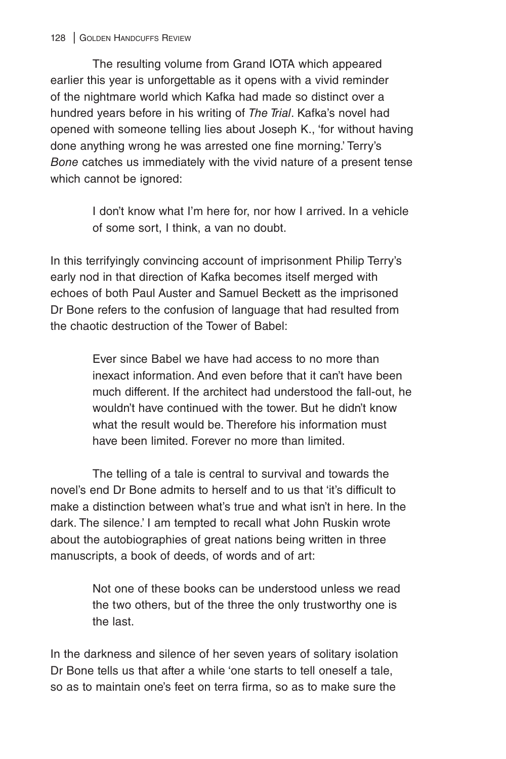The resulting volume from Grand IOTA which appeared earlier this year is unforgettable as it opens with a vivid reminder of the nightmare world which Kafka had made so distinct over a hundred years before in his writing of *The Trial*. Kafka's novel had opened with someone telling lies about Joseph K., 'for without having done anything wrong he was arrested one fine morning.' Terry's *Bone* catches us immediately with the vivid nature of a present tense which cannot be ignored:

> I don't know what I'm here for, nor how I arrived. In a vehicle of some sort, I think, a van no doubt.

In this terrifyingly convincing account of imprisonment Philip Terry's early nod in that direction of Kafka becomes itself merged with echoes of both Paul Auster and Samuel Beckett as the imprisoned Dr Bone refers to the confusion of language that had resulted from the chaotic destruction of the Tower of Babel:

> Ever since Babel we have had access to no more than inexact information. And even before that it can't have been much different. If the architect had understood the fall-out, he wouldn't have continued with the tower. But he didn't know what the result would be. Therefore his information must have been limited. Forever no more than limited.

The telling of a tale is central to survival and towards the novel's end Dr Bone admits to herself and to us that 'it's difficult to make a distinction between what's true and what isn't in here. In the dark. The silence.' I am tempted to recall what John Ruskin wrote about the autobiographies of great nations being written in three manuscripts, a book of deeds, of words and of art:

> Not one of these books can be understood unless we read the two others, but of the three the only trustworthy one is the last.

In the darkness and silence of her seven years of solitary isolation Dr Bone tells us that after a while 'one starts to tell oneself a tale, so as to maintain one's feet on terra firma, so as to make sure the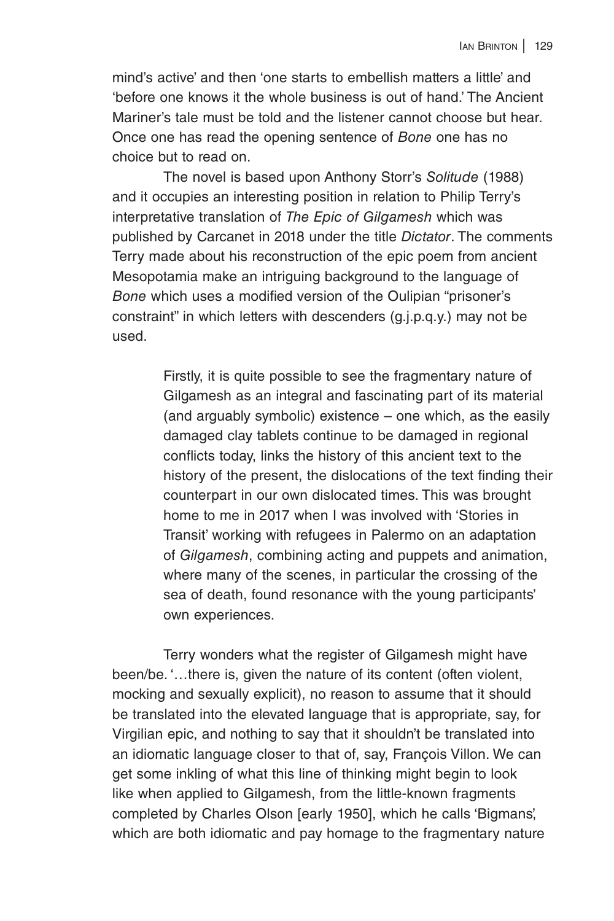mind's active' and then 'one starts to embellish matters a little' and 'before one knows it the whole business is out of hand.' The Ancient Mariner's tale must be told and the listener cannot choose but hear. Once one has read the opening sentence of *Bone* one has no choice but to read on.

The novel is based upon Anthony Storr's *Solitude* (1988) and it occupies an interesting position in relation to Philip Terry's interpretative translation of *The Epic of Gilgamesh* which was published by Carcanet in 2018 under the title *Dictator*. The comments Terry made about his reconstruction of the epic poem from ancient Mesopotamia make an intriguing background to the language of *Bone* which uses a modified version of the Oulipian "prisoner's constraint" in which letters with descenders (g.j.p.q.y.) may not be used.

> Firstly, it is quite possible to see the fragmentary nature of Gilgamesh as an integral and fascinating part of its material (and arguably symbolic) existence – one which, as the easily damaged clay tablets continue to be damaged in regional conflicts today, links the history of this ancient text to the history of the present, the dislocations of the text finding their counterpart in our own dislocated times. This was brought home to me in 2017 when I was involved with 'Stories in Transit' working with refugees in Palermo on an adaptation of *Gilgamesh*, combining acting and puppets and animation, where many of the scenes, in particular the crossing of the sea of death, found resonance with the young participants' own experiences.

Terry wonders what the register of Gilgamesh might have been/be. '…there is, given the nature of its content (often violent, mocking and sexually explicit), no reason to assume that it should be translated into the elevated language that is appropriate, say, for Virgilian epic, and nothing to say that it shouldn't be translated into an idiomatic language closer to that of, say, François Villon. We can get some inkling of what this line of thinking might begin to look like when applied to Gilgamesh, from the little-known fragments completed by Charles Olson [early 1950], which he calls 'Bigmans', which are both idiomatic and pay homage to the fragmentary nature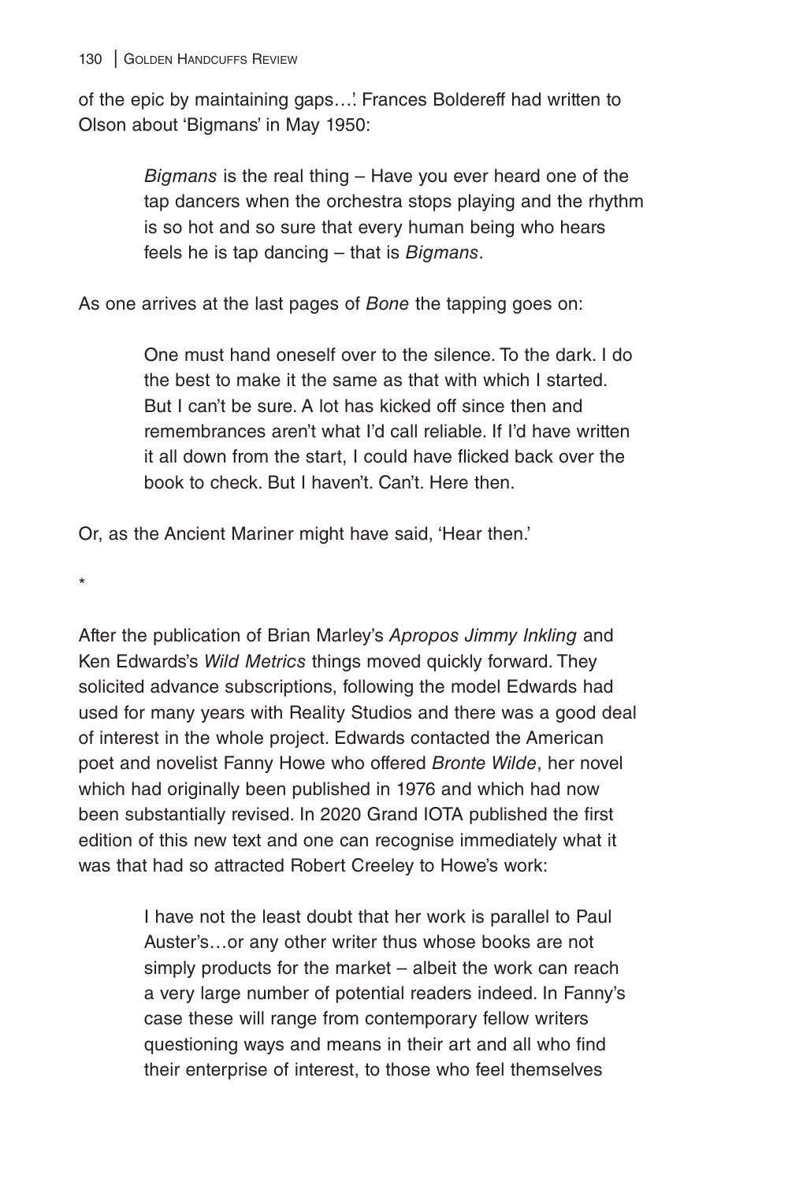of the epic by maintaining gaps…'. Frances Boldereff had written to Olson about 'Bigmans' in May 1950:

> *Bigmans* is the real thing – Have you ever heard one of the tap dancers when the orchestra stops playing and the rhythm is so hot and so sure that every human being who hears feels he is tap dancing – that is *Bigmans*.

As one arrives at the last pages of *Bone* the tapping goes on:

> One must hand oneself over to the silence. To the dark. I do the best to make it the same as that with which I started. But I can't be sure. A lot has kicked off since then and remembrances aren't what I'd call reliable. If I'd have written it all down from the start, I could have flicked back over the book to check. But I haven't. Can't. Here then.

Or, as the Ancient Mariner might have said, 'Hear then.'

*

After the publication of Brian Marley's *Apropos Jimmy Inkling* and Ken Edwards's *Wild Metrics* things moved quickly forward. They solicited advance subscriptions, following the model Edwards had used for many years with Reality Studios and there was a good deal of interest in the whole project. Edwards contacted the American poet and novelist Fanny Howe who offered *Bronte Wilde*, her novel which had originally been published in 1976 and which had now been substantially revised. In 2020 Grand IOTA published the first edition of this new text and one can recognise immediately what it was that had so attracted Robert Creeley to Howe's work:

> I have not the least doubt that her work is parallel to Paul Auster's…or any other writer thus whose books are not simply products for the market – albeit the work can reach a very large number of potential readers indeed. In Fanny's case these will range from contemporary fellow writers questioning ways and means in their art and all who find their enterprise of interest, to those who feel themselves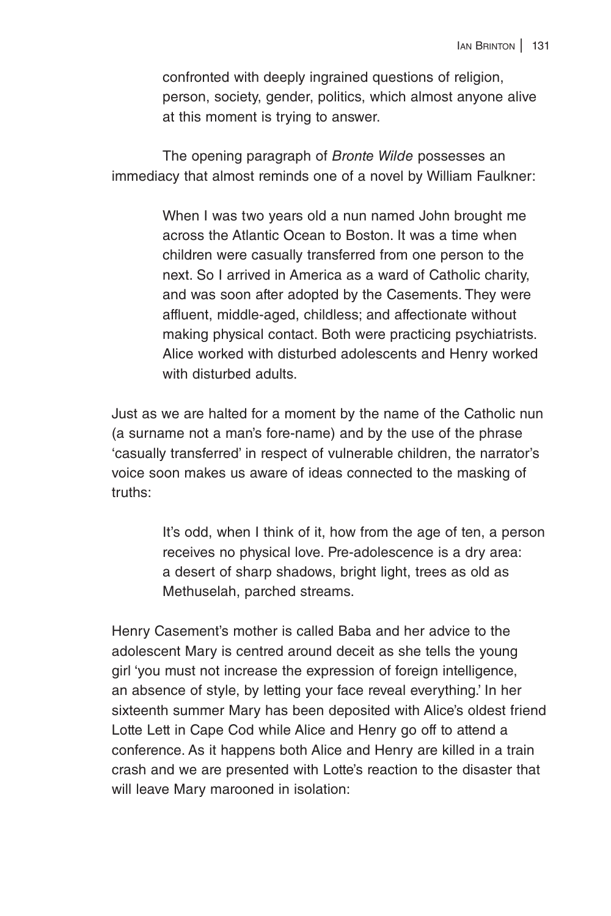> confronted with deeply ingrained questions of religion, person, society, gender, politics, which almost anyone alive at this moment is trying to answer.

The opening paragraph of *Bronte Wilde* possesses an immediacy that almost reminds one of a novel by William Faulkner:

> When I was two years old a nun named John brought me across the Atlantic Ocean to Boston. It was a time when children were casually transferred from one person to the next. So I arrived in America as a ward of Catholic charity, and was soon after adopted by the Casements. They were affluent, middle-aged, childless; and affectionate without making physical contact. Both were practicing psychiatrists. Alice worked with disturbed adolescents and Henry worked with disturbed adults.

Just as we are halted for a moment by the name of the Catholic nun (a surname not a man's fore-name) and by the use of the phrase 'casually transferred' in respect of vulnerable children, the narrator's voice soon makes us aware of ideas connected to the masking of truths:

> It's odd, when I think of it, how from the age of ten, a person receives no physical love. Pre-adolescence is a dry area: a desert of sharp shadows, bright light, trees as old as Methuselah, parched streams.

Henry Casement's mother is called Baba and her advice to the adolescent Mary is centred around deceit as she tells the young girl 'you must not increase the expression of foreign intelligence, an absence of style, by letting your face reveal everything.' In her sixteenth summer Mary has been deposited with Alice's oldest friend Lotte Lett in Cape Cod while Alice and Henry go off to attend a conference. As it happens both Alice and Henry are killed in a train crash and we are presented with Lotte's reaction to the disaster that will leave Mary marooned in isolation: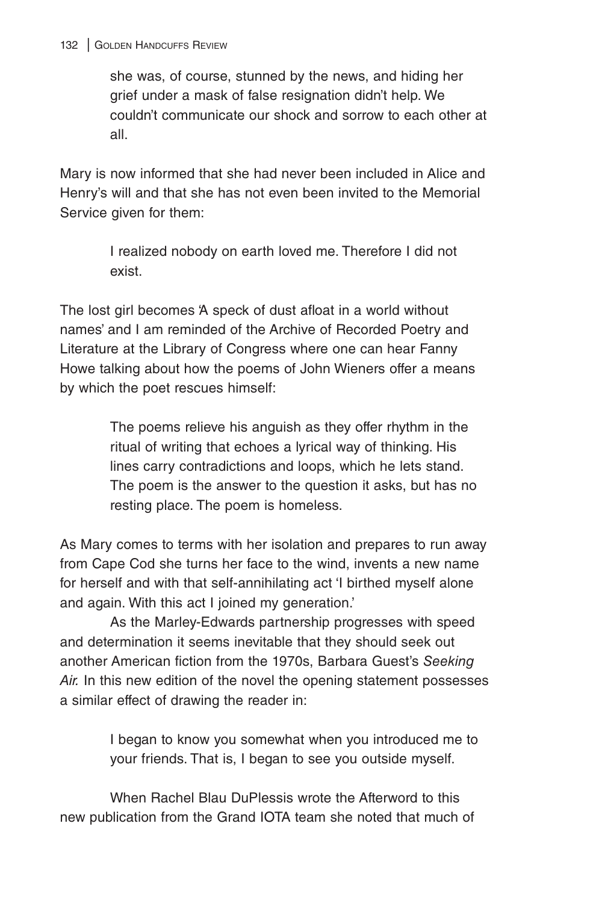she was, of course, stunned by the news, and hiding her grief under a mask of false resignation didn't help. We couldn't communicate our shock and sorrow to each other at all.

Mary is now informed that she had never been included in Alice and Henry's will and that she has not even been invited to the Memorial Service given for them:

> I realized nobody on earth loved me. Therefore I did not exist.

The lost girl becomes 'A speck of dust afloat in a world without names' and I am reminded of the Archive of Recorded Poetry and Literature at the Library of Congress where one can hear Fanny Howe talking about how the poems of John Wieners offer a means by which the poet rescues himself:

> The poems relieve his anguish as they offer rhythm in the ritual of writing that echoes a lyrical way of thinking. His lines carry contradictions and loops, which he lets stand. The poem is the answer to the question it asks, but has no resting place. The poem is homeless.

As Mary comes to terms with her isolation and prepares to run away from Cape Cod she turns her face to the wind, invents a new name for herself and with that self-annihilating act 'I birthed myself alone and again. With this act I joined my generation.'

As the Marley-Edwards partnership progresses with speed and determination it seems inevitable that they should seek out another American fiction from the 1970s, Barbara Guest's *Seeking Air.* In this new edition of the novel the opening statement possesses a similar effect of drawing the reader in:

> I began to know you somewhat when you introduced me to your friends. That is, I began to see you outside myself.

When Rachel Blau DuPlessis wrote the Afterword to this new publication from the Grand IOTA team she noted that much of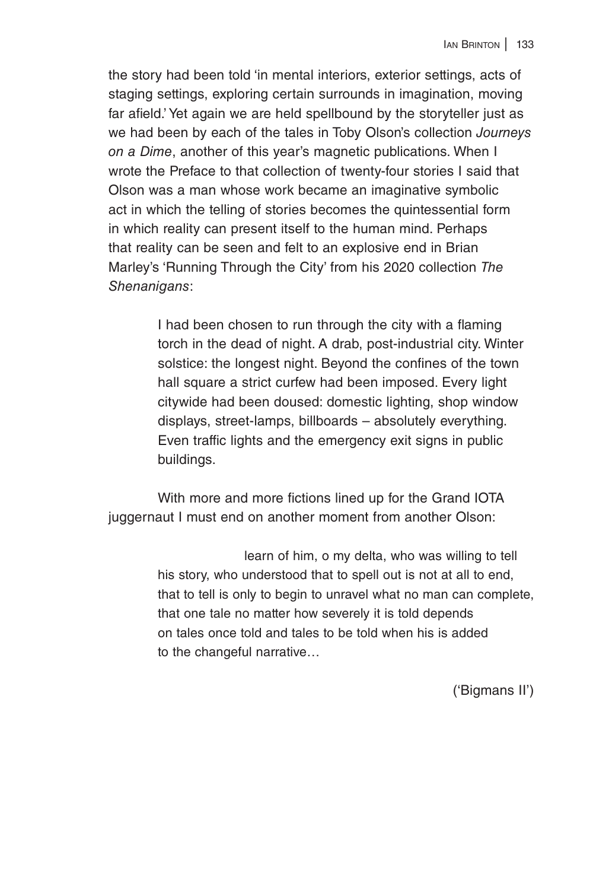the story had been told 'in mental interiors, exterior settings, acts of staging settings, exploring certain surrounds in imagination, moving far afield.' Yet again we are held spellbound by the storyteller just as we had been by each of the tales in Toby Olson's collection *Journeys on a Dime*, another of this year's magnetic publications. When I wrote the Preface to that collection of twenty-four stories I said that Olson was a man whose work became an imaginative symbolic act in which the telling of stories becomes the quintessential form in which reality can present itself to the human mind. Perhaps that reality can be seen and felt to an explosive end in Brian Marley's 'Running Through the City' from his 2020 collection *The Shenanigans*:

> I had been chosen to run through the city with a flaming torch in the dead of night. A drab, post-industrial city. Winter solstice: the longest night. Beyond the confines of the town hall square a strict curfew had been imposed. Every light citywide had been doused: domestic lighting, shop window displays, street-lamps, billboards – absolutely everything. Even traffic lights and the emergency exit signs in public buildings.

With more and more fictions lined up for the Grand IOTA juggernaut I must end on another moment from another Olson:

> learn of him, o my delta, who was willing to tell
> his story, who understood that to spell out is not at all to end,
> that to tell is only to begin to unravel what no man can complete,
> that one tale no matter how severely it is told depends
> on tales once told and tales to be told when his is added
> to the changeful narrative…

('Bigmans II')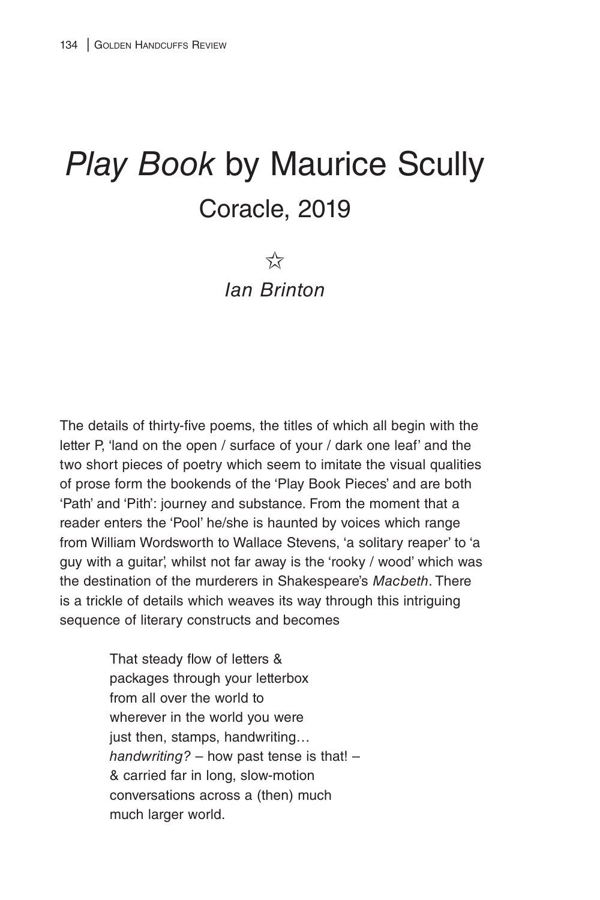# *Play Book* by Maurice Scully

## Coracle, 2019

☆

*Ian Brinton*

The details of thirty-five poems, the titles of which all begin with the letter P, 'land on the open / surface of your / dark one leaf' and the two short pieces of poetry which seem to imitate the visual qualities of prose form the bookends of the 'Play Book Pieces' and are both 'Path' and 'Pith': journey and substance. From the moment that a reader enters the 'Pool' he/she is haunted by voices which range from William Wordsworth to Wallace Stevens, 'a solitary reaper' to 'a guy with a guitar', whilst not far away is the 'rooky / wood' which was the destination of the murderers in Shakespeare's *Macbeth*. There is a trickle of details which weaves its way through this intriguing sequence of literary constructs and becomes

> That steady flow of letters &
> packages through your letterbox
> from all over the world to
> wherever in the world you were
> just then, stamps, handwriting…
> *handwriting?* – how past tense is that! –
> & carried far in long, slow-motion
> conversations across a (then) much
> much larger world.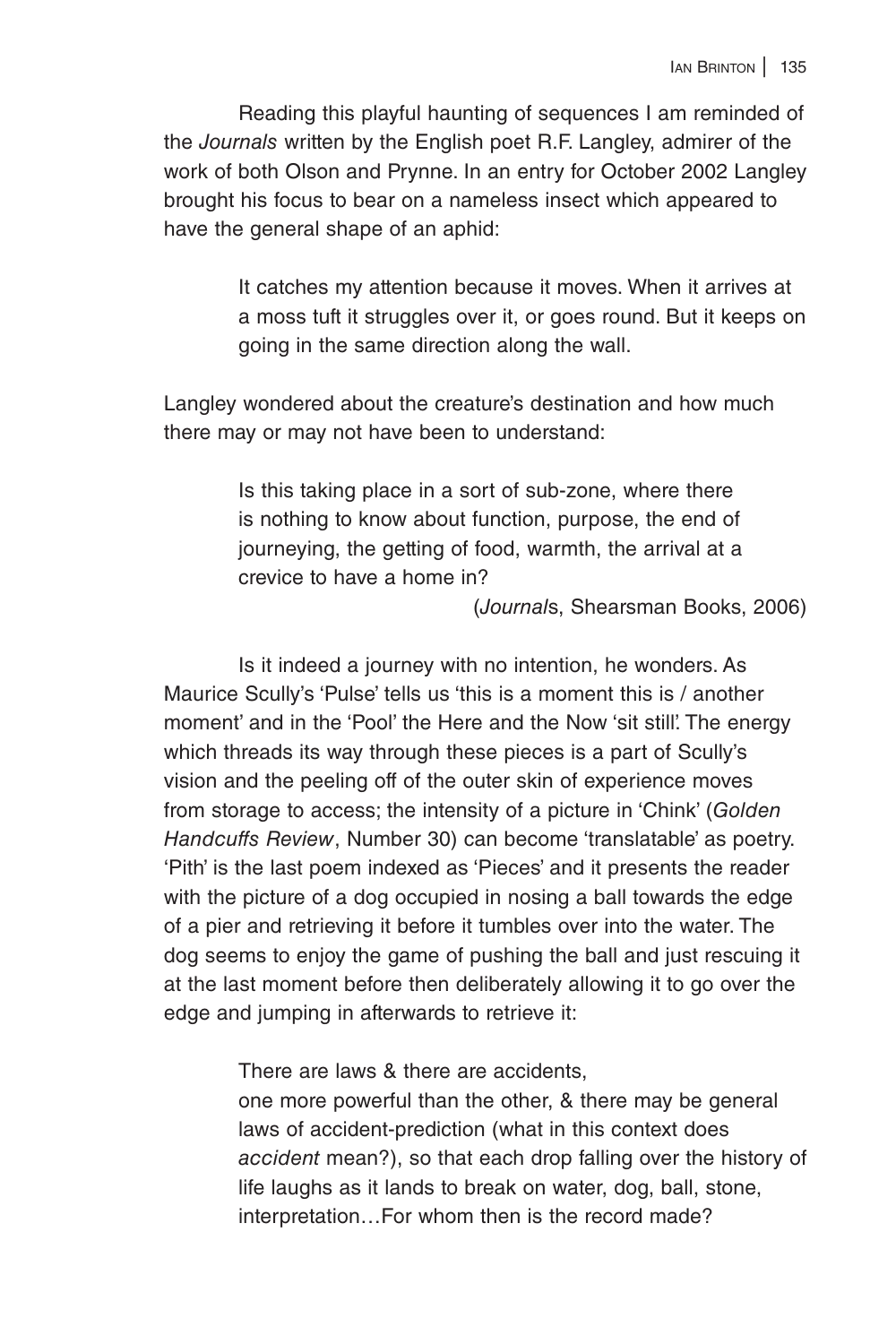Reading this playful haunting of sequences I am reminded of the *Journals* written by the English poet R.F. Langley, admirer of the work of both Olson and Prynne. In an entry for October 2002 Langley brought his focus to bear on a nameless insect which appeared to have the general shape of an aphid:

> It catches my attention because it moves. When it arrives at a moss tuft it struggles over it, or goes round. But it keeps on going in the same direction along the wall.

Langley wondered about the creature's destination and how much there may or may not have been to understand:

> Is this taking place in a sort of sub-zone, where there is nothing to know about function, purpose, the end of journeying, the getting of food, warmth, the arrival at a crevice to have a home in?
>
> (*Journals*, Shearsman Books, 2006)

Is it indeed a journey with no intention, he wonders. As Maurice Scully's 'Pulse' tells us 'this is a moment this is / another moment' and in the 'Pool' the Here and the Now 'sit still'. The energy which threads its way through these pieces is a part of Scully's vision and the peeling off of the outer skin of experience moves from storage to access; the intensity of a picture in 'Chink' (*Golden Handcuffs Review*, Number 30) can become 'translatable' as poetry. 'Pith' is the last poem indexed as 'Pieces' and it presents the reader with the picture of a dog occupied in nosing a ball towards the edge of a pier and retrieving it before it tumbles over into the water. The dog seems to enjoy the game of pushing the ball and just rescuing it at the last moment before then deliberately allowing it to go over the edge and jumping in afterwards to retrieve it:

> There are laws & there are accidents,
> one more powerful than the other, & there may be general laws of accident-prediction (what in this context does *accident* mean?), so that each drop falling over the history of life laughs as it lands to break on water, dog, ball, stone, interpretation…For whom then is the record made?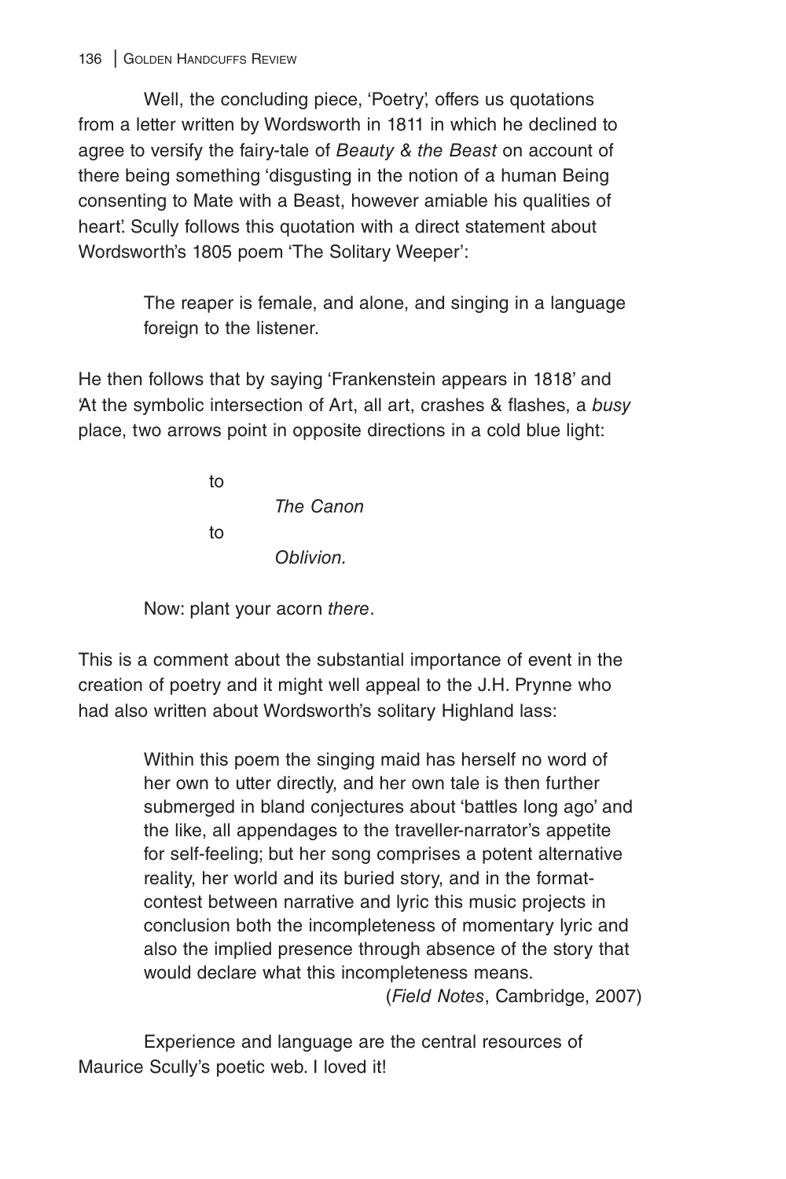Well, the concluding piece, 'Poetry', offers us quotations from a letter written by Wordsworth in 1811 in which he declined to agree to versify the fairy-tale of *Beauty & the Beast* on account of there being something 'disgusting in the notion of a human Being consenting to Mate with a Beast, however amiable his qualities of heart'. Scully follows this quotation with a direct statement about Wordsworth's 1805 poem 'The Solitary Weeper':

> The reaper is female, and alone, and singing in a language foreign to the listener.

He then follows that by saying 'Frankenstein appears in 1818' and 'At the symbolic intersection of Art, all art, crashes & flashes, a *busy* place, two arrows point in opposite directions in a cold blue light:

> to
> *The Canon*
> to
> *Oblivion.*
>
> Now: plant your acorn *there*.

This is a comment about the substantial importance of event in the creation of poetry and it might well appeal to the J.H. Prynne who had also written about Wordsworth's solitary Highland lass:

> Within this poem the singing maid has herself no word of her own to utter directly, and her own tale is then further submerged in bland conjectures about 'battles long ago' and the like, all appendages to the traveller-narrator's appetite for self-feeling; but her song comprises a potent alternative reality, her world and its buried story, and in the format-contest between narrative and lyric this music projects in conclusion both the incompleteness of momentary lyric and also the implied presence through absence of the story that would declare what this incompleteness means.
>
> (*Field Notes*, Cambridge, 2007)

Experience and language are the central resources of Maurice Scully's poetic web. I loved it!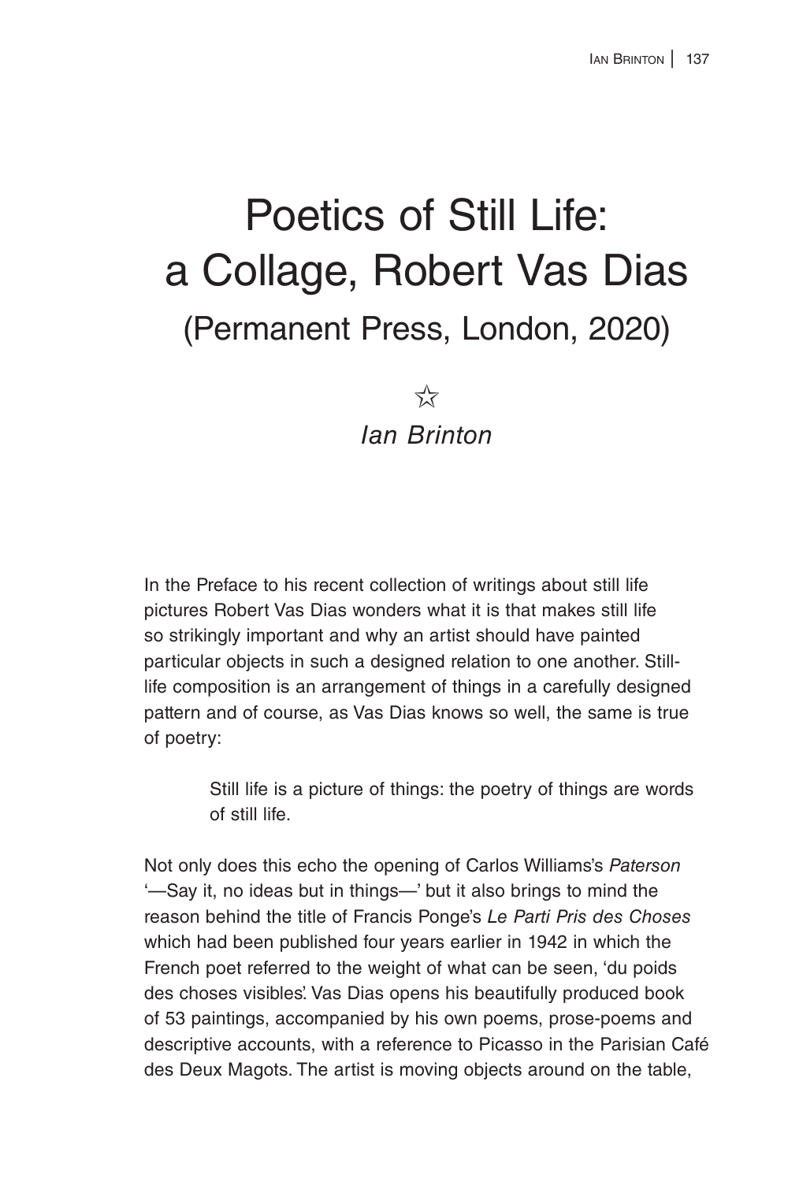# Poetics of Still Life: a Collage, Robert Vas Dias

## (Permanent Press, London, 2020)

☆

*Ian Brinton*

In the Preface to his recent collection of writings about still life pictures Robert Vas Dias wonders what it is that makes still life so strikingly important and why an artist should have painted particular objects in such a designed relation to one another. Still-life composition is an arrangement of things in a carefully designed pattern and of course, as Vas Dias knows so well, the same is true of poetry:

> Still life is a picture of things: the poetry of things are words of still life.

Not only does this echo the opening of Carlos Williams's *Paterson* '—Say it, no ideas but in things—' but it also brings to mind the reason behind the title of Francis Ponge's *Le Parti Pris des Choses* which had been published four years earlier in 1942 in which the French poet referred to the weight of what can be seen, 'du poids des choses visibles'. Vas Dias opens his beautifully produced book of 53 paintings, accompanied by his own poems, prose-poems and descriptive accounts, with a reference to Picasso in the Parisian Café des Deux Magots. The artist is moving objects around on the table,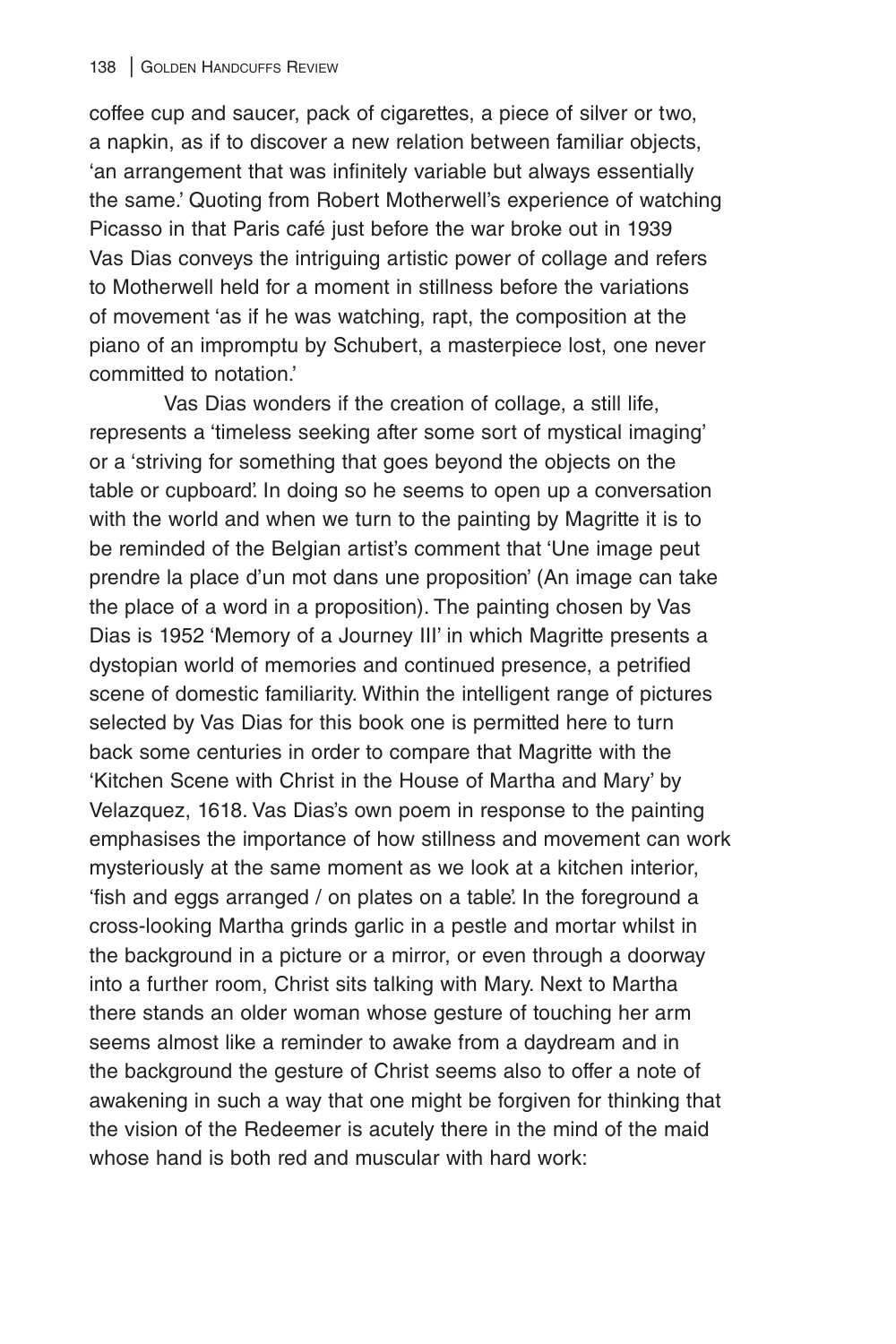coffee cup and saucer, pack of cigarettes, a piece of silver or two, a napkin, as if to discover a new relation between familiar objects, 'an arrangement that was infinitely variable but always essentially the same.' Quoting from Robert Motherwell's experience of watching Picasso in that Paris café just before the war broke out in 1939 Vas Dias conveys the intriguing artistic power of collage and refers to Motherwell held for a moment in stillness before the variations of movement 'as if he was watching, rapt, the composition at the piano of an impromptu by Schubert, a masterpiece lost, one never committed to notation.'

Vas Dias wonders if the creation of collage, a still life, represents a 'timeless seeking after some sort of mystical imaging' or a 'striving for something that goes beyond the objects on the table or cupboard'. In doing so he seems to open up a conversation with the world and when we turn to the painting by Magritte it is to be reminded of the Belgian artist's comment that 'Une image peut prendre la place d'un mot dans une proposition' (An image can take the place of a word in a proposition). The painting chosen by Vas Dias is 1952 'Memory of a Journey III' in which Magritte presents a dystopian world of memories and continued presence, a petrified scene of domestic familiarity. Within the intelligent range of pictures selected by Vas Dias for this book one is permitted here to turn back some centuries in order to compare that Magritte with the 'Kitchen Scene with Christ in the House of Martha and Mary' by Velazquez, 1618. Vas Dias's own poem in response to the painting emphasises the importance of how stillness and movement can work mysteriously at the same moment as we look at a kitchen interior, 'fish and eggs arranged / on plates on a table'. In the foreground a cross-looking Martha grinds garlic in a pestle and mortar whilst in the background in a picture or a mirror, or even through a doorway into a further room, Christ sits talking with Mary. Next to Martha there stands an older woman whose gesture of touching her arm seems almost like a reminder to awake from a daydream and in the background the gesture of Christ seems also to offer a note of awakening in such a way that one might be forgiven for thinking that the vision of the Redeemer is acutely there in the mind of the maid whose hand is both red and muscular with hard work: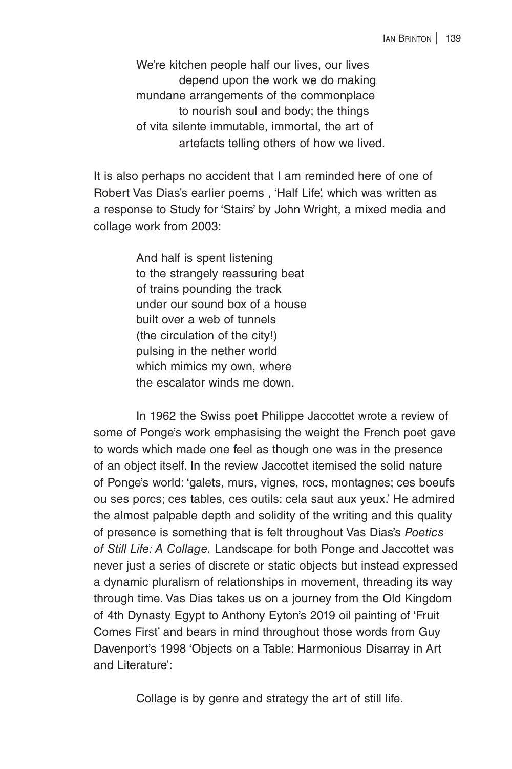We're kitchen people half our lives, our lives
        depend upon the work we do making
mundane arrangements of the commonplace
        to nourish soul and body; the things
of vita silente immutable, immortal, the art of
        artefacts telling others of how we lived.

It is also perhaps no accident that I am reminded here of one of Robert Vas Dias's earlier poems , 'Half Life', which was written as a response to Study for 'Stairs' by John Wright, a mixed media and collage work from 2003:

> And half is spent listening
> to the strangely reassuring beat
> of trains pounding the track
> under our sound box of a house
> built over a web of tunnels
> (the circulation of the city!)
> pulsing in the nether world
> which mimics my own, where
> the escalator winds me down.

In 1962 the Swiss poet Philippe Jaccottet wrote a review of some of Ponge's work emphasising the weight the French poet gave to words which made one feel as though one was in the presence of an object itself. In the review Jaccottet itemised the solid nature of Ponge's world: 'galets, murs, vignes, rocs, montagnes; ces boeufs ou ses porcs; ces tables, ces outils: cela saut aux yeux.' He admired the almost palpable depth and solidity of the writing and this quality of presence is something that is felt throughout Vas Dias's *Poetics of Still Life: A Collage.* Landscape for both Ponge and Jaccottet was never just a series of discrete or static objects but instead expressed a dynamic pluralism of relationships in movement, threading its way through time. Vas Dias takes us on a journey from the Old Kingdom of 4th Dynasty Egypt to Anthony Eyton's 2019 oil painting of 'Fruit Comes First' and bears in mind throughout those words from Guy Davenport's 1998 'Objects on a Table: Harmonious Disarray in Art and Literature':

> Collage is by genre and strategy the art of still life.